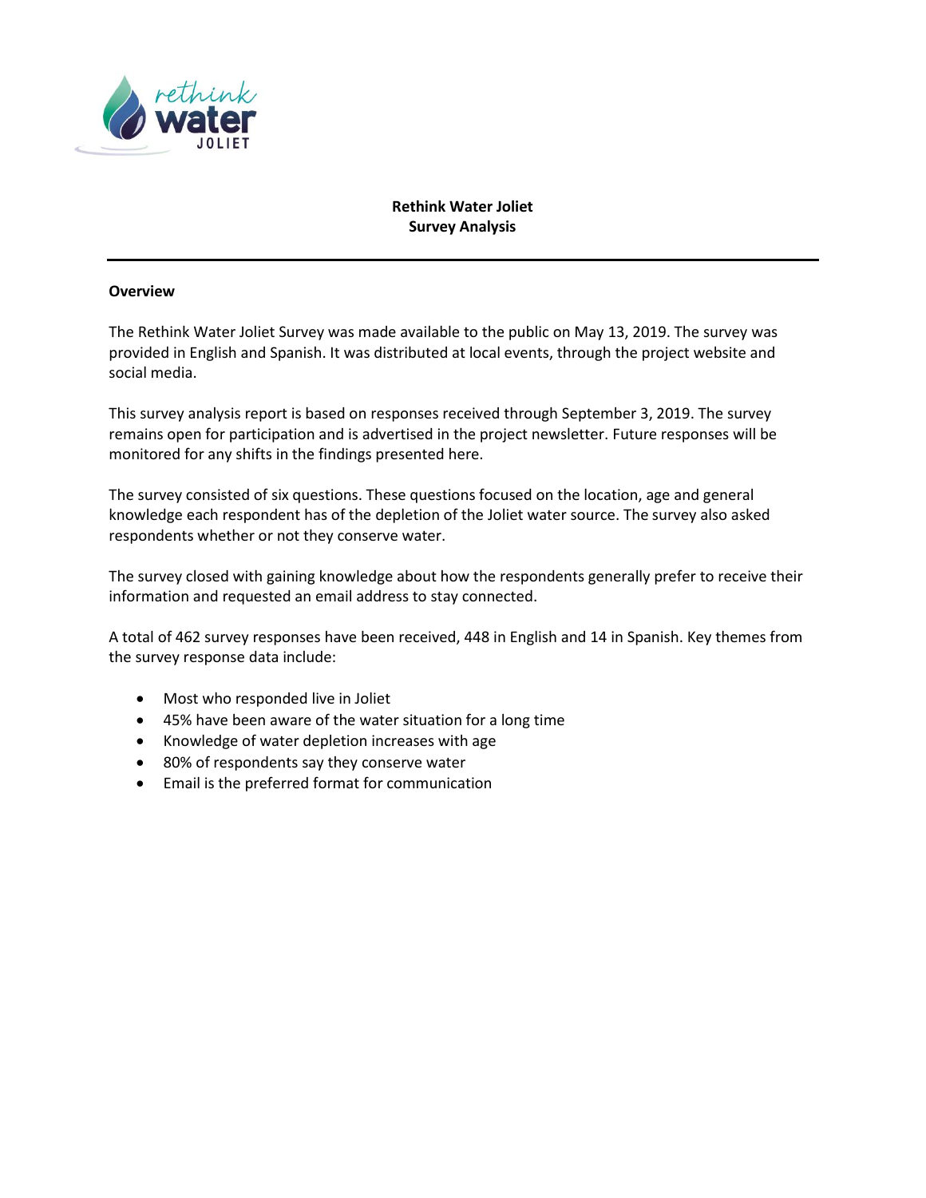# Rethink Water Joliet
## Survey Analysis

### Overview

The Rethink Water Joliet Survey was made available to the public on May 13, 2019. The survey was provided in English and Spanish. It was distributed at local events, through the project website and social media.

This survey analysis report is based on responses received through September 3, 2019. The survey remains open for participation and is advertised in the project newsletter. Future responses will be monitored for any shifts in the findings presented here.

The survey consisted of six questions. These questions focused on the location, age and general knowledge each respondent has of the depletion of the Joliet water source. The survey also asked respondents whether or not they conserve water.

The survey closed with gaining knowledge about how the respondents generally prefer to receive their information and requested an email address to stay connected.

A total of 462 survey responses have been received, 448 in English and 14 in Spanish. Key themes from the survey response data include:

- Most who responded live in Joliet
- 45% have been aware of the water situation for a long time
- Knowledge of water depletion increases with age
- 80% of respondents say they conserve water
- Email is the preferred format for communication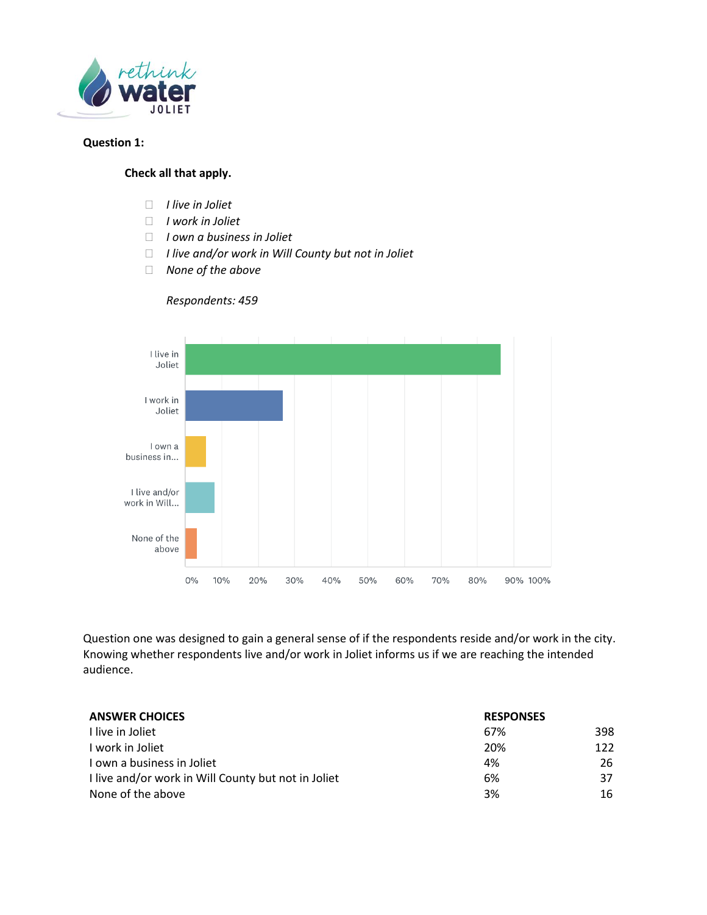**Question 1:**

**Check all that apply.**

- *I live in Joliet*
- *I work in Joliet*
- *I own a business in Joliet*
- *I live and/or work in Will County but not in Joliet*
- *None of the above*

*Respondents: 459*

Question one was designed to gain a general sense of if the respondents reside and/or work in the city. Knowing whether respondents live and/or work in Joliet informs us if we are reaching the intended audience.

| ANSWER CHOICES | RESPONSES | |
|---|---|---|
| I live in Joliet | 67% | 398 |
| I work in Joliet | 20% | 122 |
| I own a business in Joliet | 4% | 26 |
| I live and/or work in Will County but not in Joliet | 6% | 37 |
| None of the above | 3% | 16 |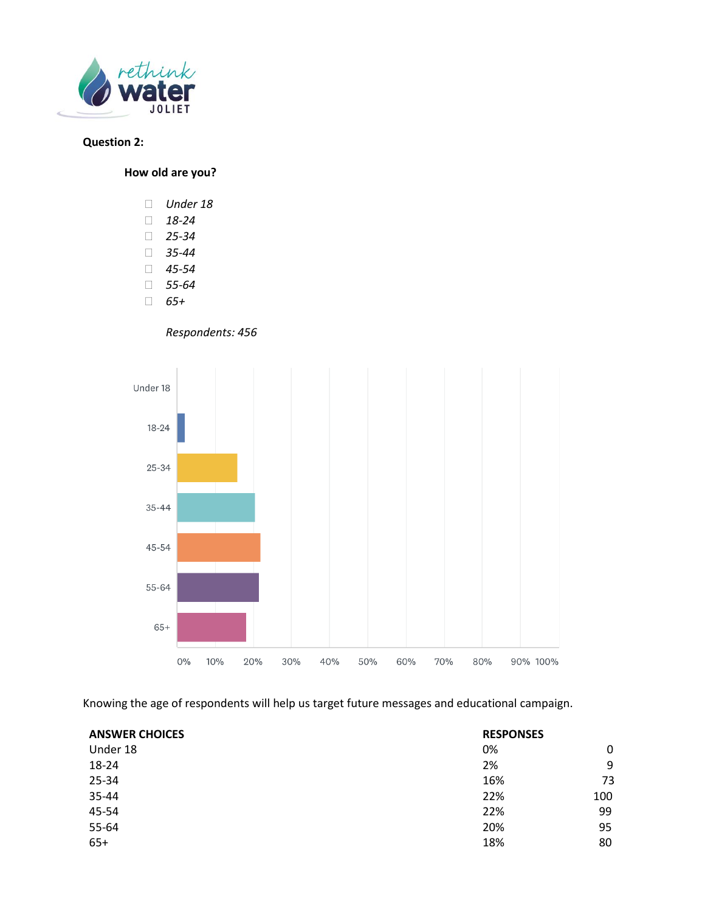**Question 2:**

**How old are you?**

- *Under 18*
- *18-24*
- *25-34*
- *35-44*
- *45-54*
- *55-64*
- *65+*

*Respondents: 456*

Knowing the age of respondents will help us target future messages and educational campaign.

| ANSWER CHOICES | RESPONSES | |
|---|---|---|
| Under 18 | 0% | 0 |
| 18-24 | 2% | 9 |
| 25-34 | 16% | 73 |
| 35-44 | 22% | 100 |
| 45-54 | 22% | 99 |
| 55-64 | 20% | 95 |
| 65+ | 18% | 80 |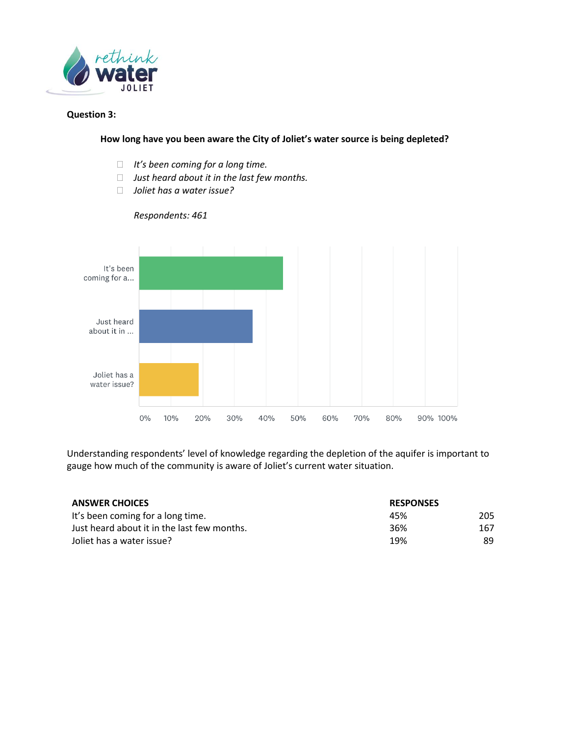**Question 3:**

**How long have you been aware the City of Joliet's water source is being depleted?**

- *It's been coming for a long time.*
- *Just heard about it in the last few months.*
- *Joliet has a water issue?*

*Respondents: 461*

Understanding respondents' level of knowledge regarding the depletion of the aquifer is important to gauge how much of the community is aware of Joliet's current water situation.

| ANSWER CHOICES | RESPONSES | |
|---|---|---|
| It's been coming for a long time. | 45% | 205 |
| Just heard about it in the last few months. | 36% | 167 |
| Joliet has a water issue? | 19% | 89 |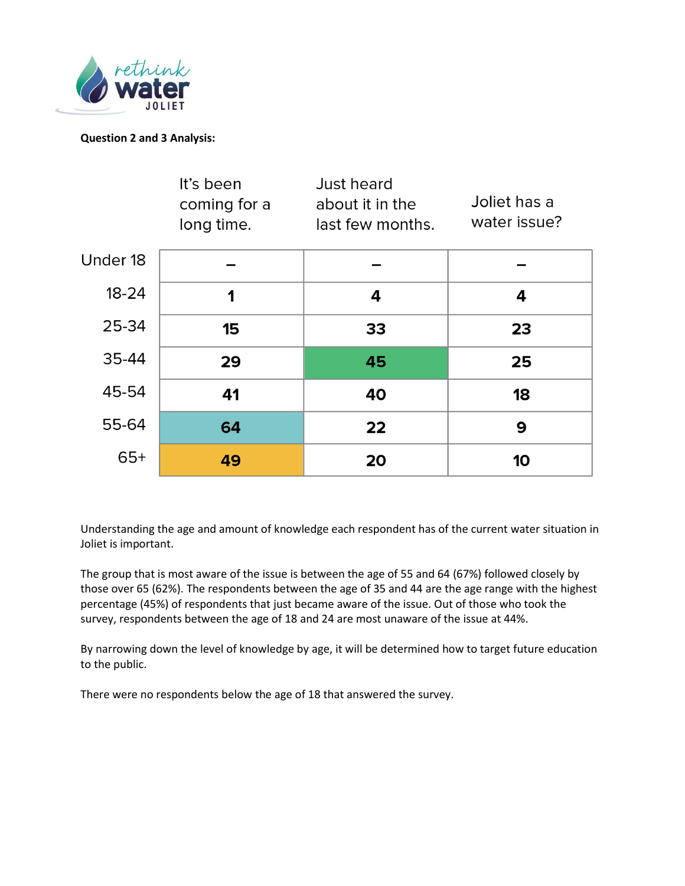**Question 2 and 3 Analysis:**

| | It's been coming for a long time. | Just heard about it in the last few months. | Joliet has a water issue? |
|---|---|---|---|
| Under 18 | – | – | – |
| 18-24 | 1 | 4 | 4 |
| 25-34 | 15 | 33 | 23 |
| 35-44 | 29 | 45 | 25 |
| 45-54 | 41 | 40 | 18 |
| 55-64 | 64 | 22 | 9 |
| 65+ | 49 | 20 | 10 |

Understanding the age and amount of knowledge each respondent has of the current water situation in Joliet is important.

The group that is most aware of the issue is between the age of 55 and 64 (67%) followed closely by those over 65 (62%). The respondents between the age of 35 and 44 are the age range with the highest percentage (45%) of respondents that just became aware of the issue. Out of those who took the survey, respondents between the age of 18 and 24 are most unaware of the issue at 44%.

By narrowing down the level of knowledge by age, it will be determined how to target future education to the public.

There were no respondents below the age of 18 that answered the survey.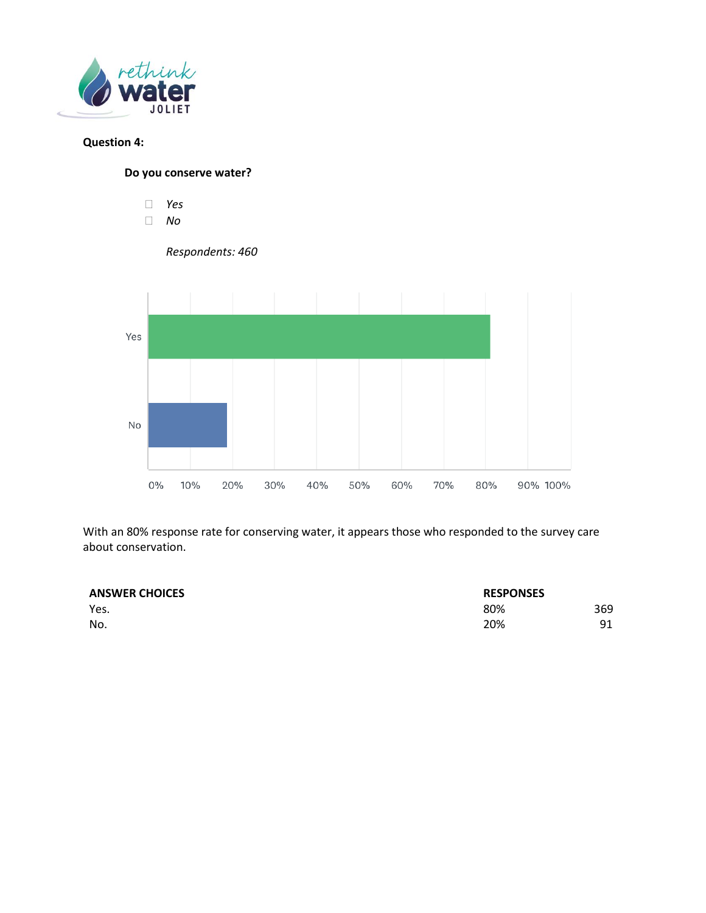**Question 4:**

**Do you conserve water?**

- *Yes*
- *No*

*Respondents: 460*

With an 80% response rate for conserving water, it appears those who responded to the survey care about conservation.

| ANSWER CHOICES | RESPONSES | |
|---|---|---|
| Yes. | 80% | 369 |
| No. | 20% | 91 |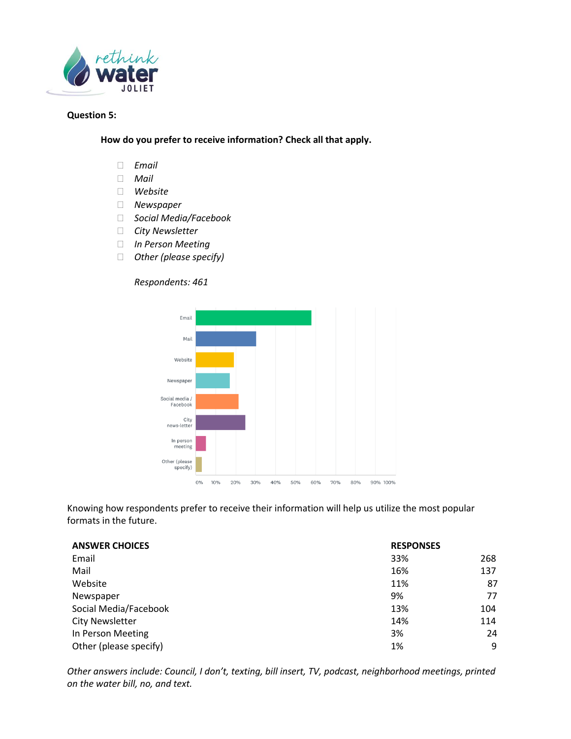**Question 5:**

**How do you prefer to receive information? Check all that apply.**

- *Email*
- *Mail*
- *Website*
- *Newspaper*
- *Social Media/Facebook*
- *City Newsletter*
- *In Person Meeting*
- *Other (please specify)*

*Respondents: 461*

Knowing how respondents prefer to receive their information will help us utilize the most popular formats in the future.

| ANSWER CHOICES | RESPONSES | |
|---|---|---|
| Email | 33% | 268 |
| Mail | 16% | 137 |
| Website | 11% | 87 |
| Newspaper | 9% | 77 |
| Social Media/Facebook | 13% | 104 |
| City Newsletter | 14% | 114 |
| In Person Meeting | 3% | 24 |
| Other (please specify) | 1% | 9 |

*Other answers include: Council, I don't, texting, bill insert, TV, podcast, neighborhood meetings, printed on the water bill, no, and text.*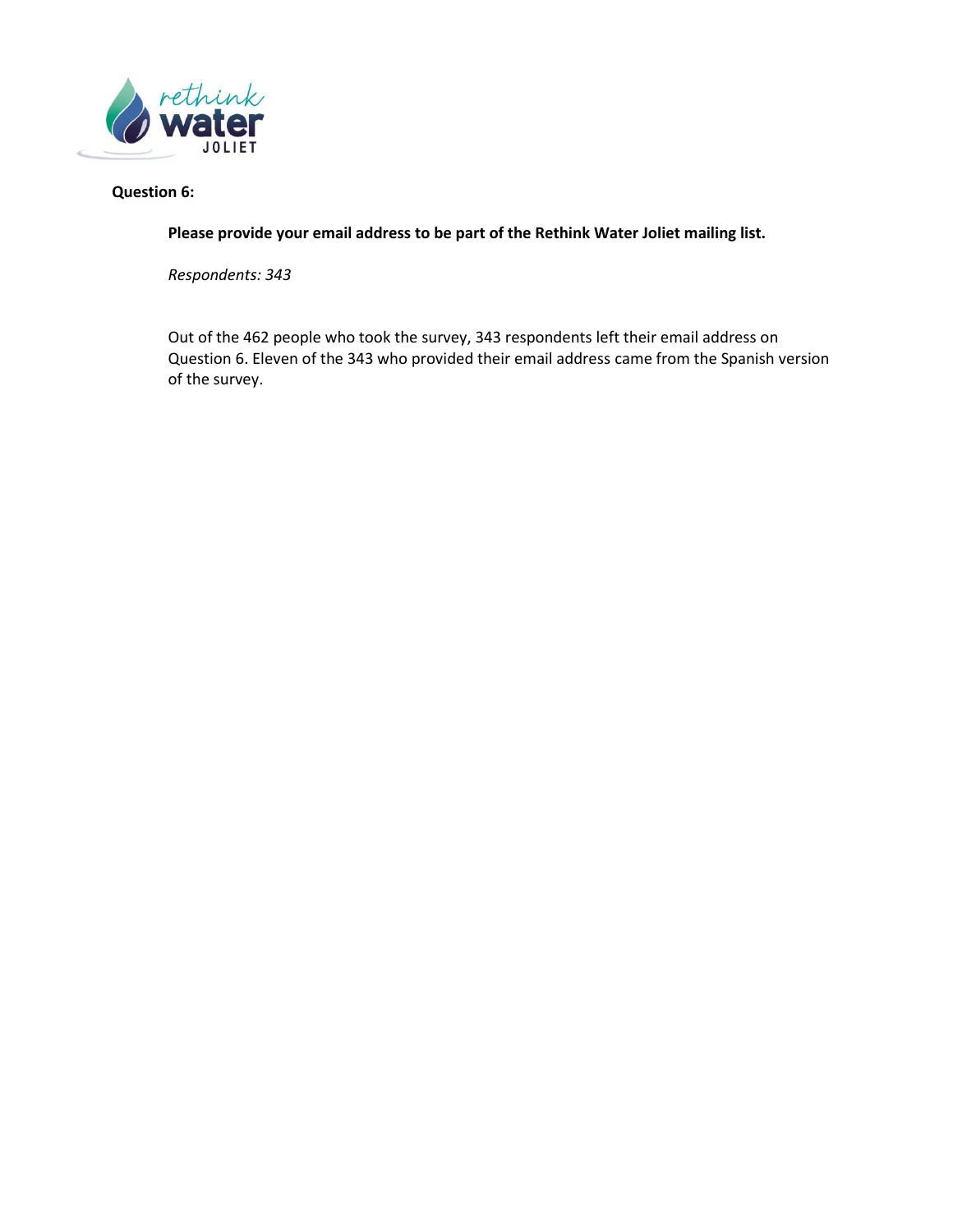**Question 6:**

**Please provide your email address to be part of the Rethink Water Joliet mailing list.**

*Respondents: 343*

Out of the 462 people who took the survey, 343 respondents left their email address on Question 6. Eleven of the 343 who provided their email address came from the Spanish version of the survey.